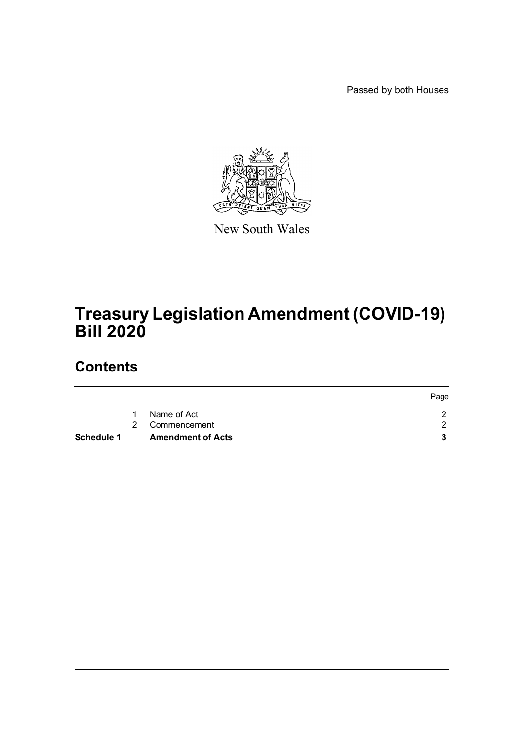Passed by both Houses

New South Wales

# Treasury Legislation Amendment (COVID-19) Bill 2020

## Contents

| | | | Page |
|---|---|---|---|
| | 1 | Name of Act | 2 |
| | 2 | Commencement | 2 |
| **Schedule 1** | | **Amendment of Acts** | **3** |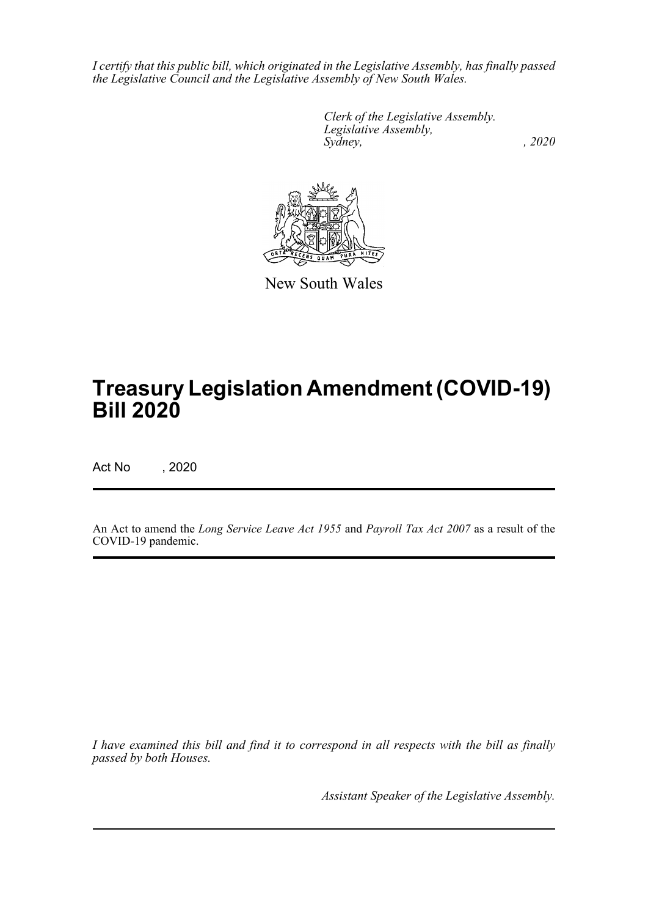*I certify that this public bill, which originated in the Legislative Assembly, has finally passed the Legislative Council and the Legislative Assembly of New South Wales.*

*Clerk of the Legislative Assembly.*
*Legislative Assembly,*
*Sydney, , 2020*

New South Wales

# Treasury Legislation Amendment (COVID-19) Bill 2020

Act No , 2020

An Act to amend the *Long Service Leave Act 1955* and *Payroll Tax Act 2007* as a result of the COVID-19 pandemic.

*I have examined this bill and find it to correspond in all respects with the bill as finally passed by both Houses.*

*Assistant Speaker of the Legislative Assembly.*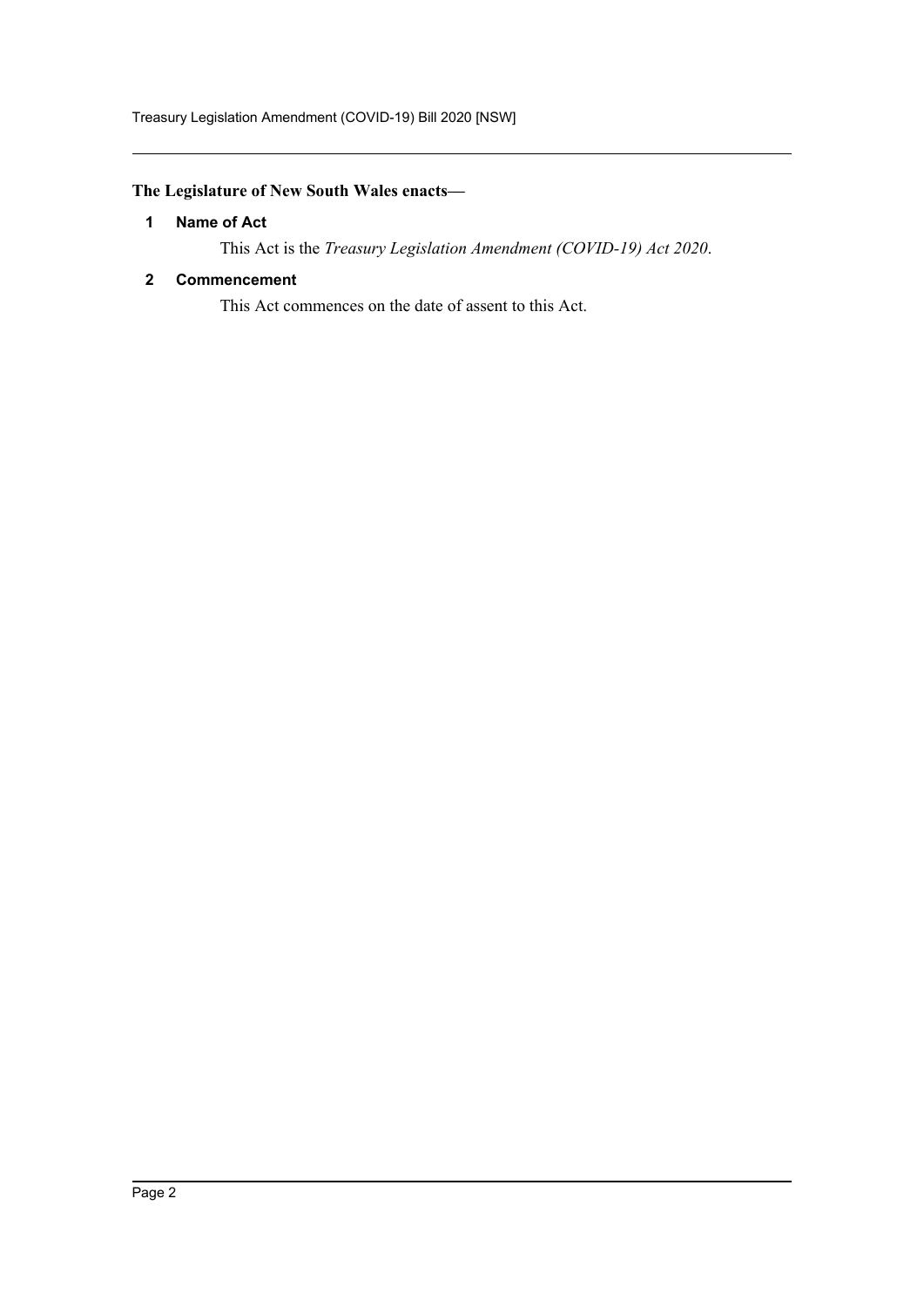**The Legislature of New South Wales enacts—**

### 1 Name of Act

This Act is the *Treasury Legislation Amendment (COVID-19) Act 2020*.

### 2 Commencement

This Act commences on the date of assent to this Act.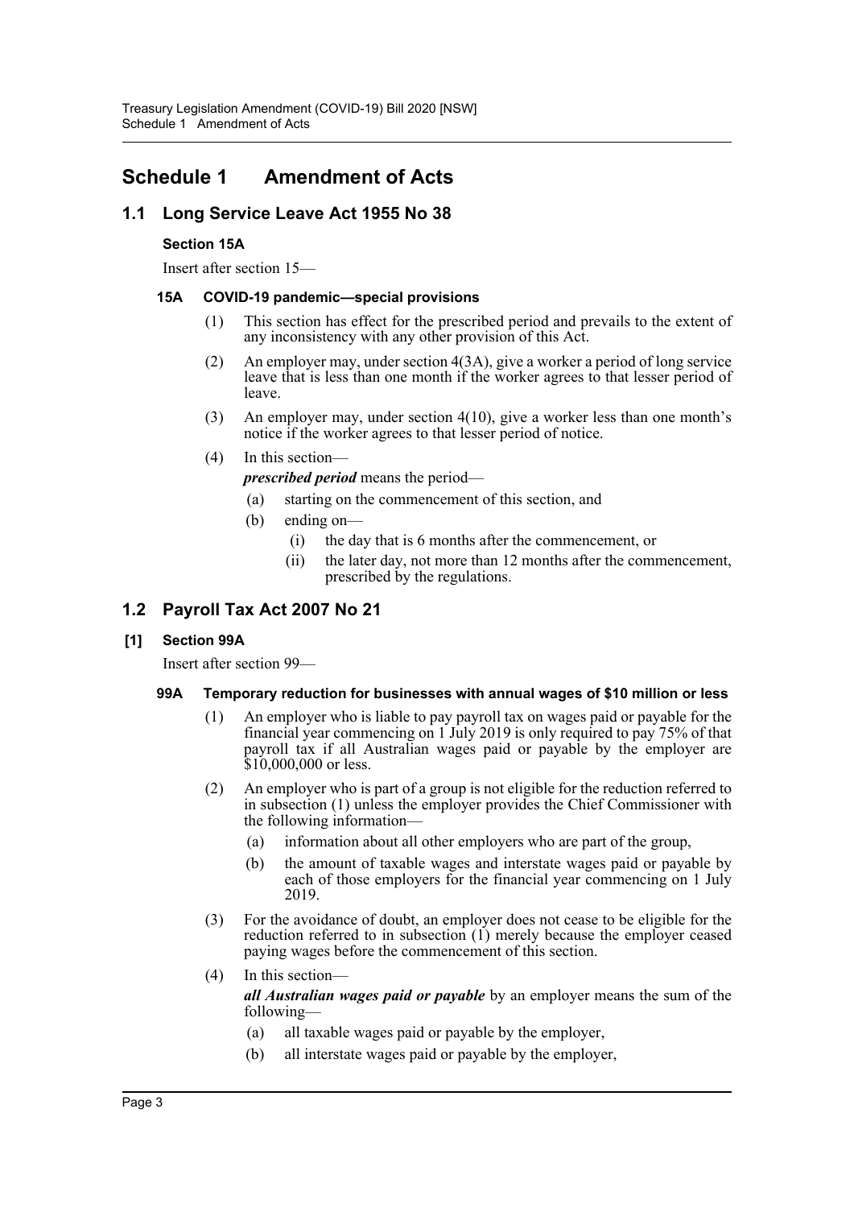# Schedule 1 Amendment of Acts

## 1.1 Long Service Leave Act 1955 No 38

### Section 15A

Insert after section 15—

#### 15A COVID-19 pandemic—special provisions

(1) This section has effect for the prescribed period and prevails to the extent of any inconsistency with any other provision of this Act.

(2) An employer may, under section 4(3A), give a worker a period of long service leave that is less than one month if the worker agrees to that lesser period of leave.

(3) An employer may, under section 4(10), give a worker less than one month's notice if the worker agrees to that lesser period of notice.

(4) In this section—

***prescribed period*** means the period—

(a) starting on the commencement of this section, and

(b) ending on—

(i) the day that is 6 months after the commencement, or

(ii) the later day, not more than 12 months after the commencement, prescribed by the regulations.

## 1.2 Payroll Tax Act 2007 No 21

### [1] Section 99A

Insert after section 99—

#### 99A Temporary reduction for businesses with annual wages of $10 million or less

(1) An employer who is liable to pay payroll tax on wages paid or payable for the financial year commencing on 1 July 2019 is only required to pay 75% of that payroll tax if all Australian wages paid or payable by the employer are $10,000,000 or less.

(2) An employer who is part of a group is not eligible for the reduction referred to in subsection (1) unless the employer provides the Chief Commissioner with the following information—

(a) information about all other employers who are part of the group,

(b) the amount of taxable wages and interstate wages paid or payable by each of those employers for the financial year commencing on 1 July 2019.

(3) For the avoidance of doubt, an employer does not cease to be eligible for the reduction referred to in subsection (1) merely because the employer ceased paying wages before the commencement of this section.

(4) In this section—

***all Australian wages paid or payable*** by an employer means the sum of the following—

(a) all taxable wages paid or payable by the employer,

(b) all interstate wages paid or payable by the employer,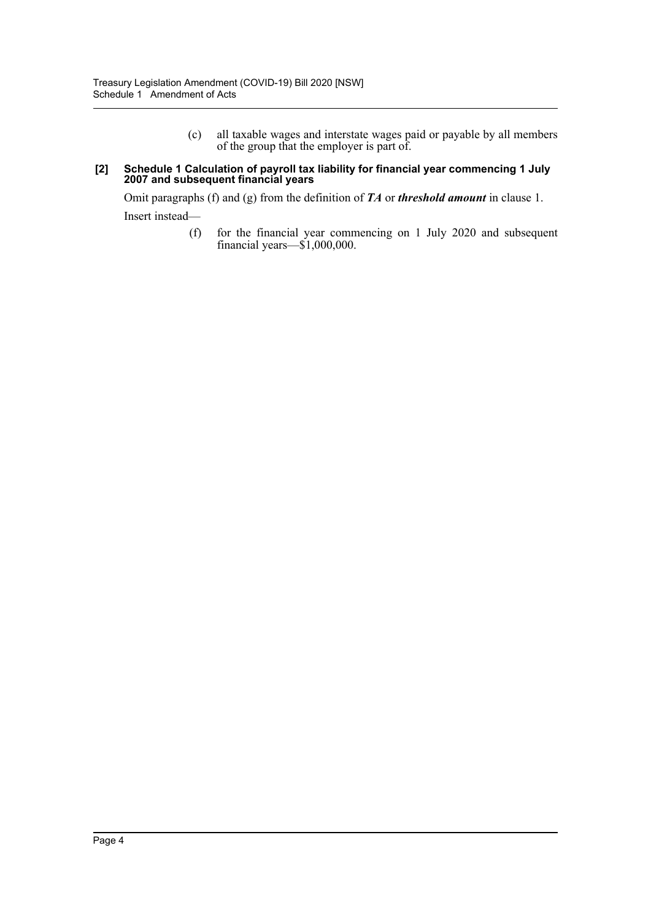(c) all taxable wages and interstate wages paid or payable by all members of the group that the employer is part of.

**[2] Schedule 1 Calculation of payroll tax liability for financial year commencing 1 July 2007 and subsequent financial years**

Omit paragraphs (f) and (g) from the definition of ***TA*** or ***threshold amount*** in clause 1.

Insert instead—

(f) for the financial year commencing on 1 July 2020 and subsequent financial years—$1,000,000.